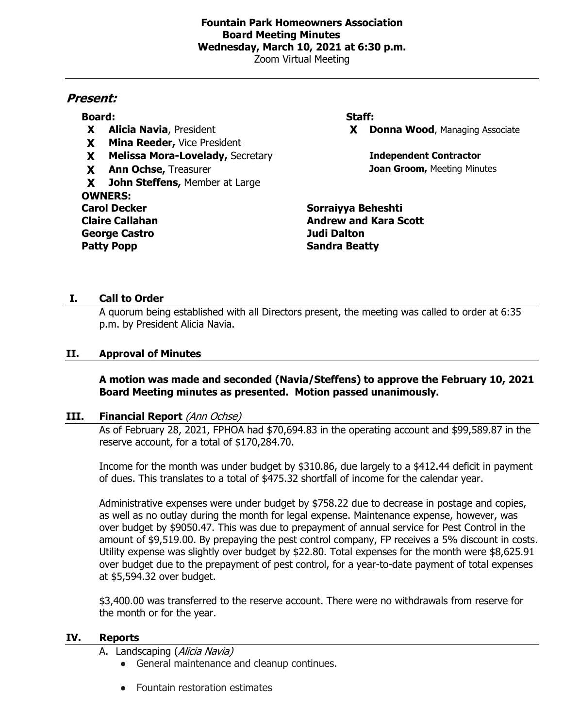**Fountain Park Homeowners Association**
**Board Meeting Minutes**
**Wednesday, March 10, 2021 at 6:30 p.m.**
Zoom Virtual Meeting

---

## *Present:*

**Board:**

- **X** **Alicia Navia**, President
- **X** **Mina Reeder,** Vice President
- **X** **Melissa Mora-Lovelady,** Secretary
- **X** **Ann Ochse,** Treasurer
- **X** **John Steffens,** Member at Large

**Staff:**

- **X** **Donna Wood**, Managing Associate

**Independent Contractor**
**Joan Groom,** Meeting Minutes

**OWNERS:**

**Carol Decker**
**Claire Callahan**
**George Castro**
**Patty Popp**
**Sorraiyya Beheshti**
**Andrew and Kara Scott**
**Judi Dalton**
**Sandra Beatty**

## I. Call to Order

A quorum being established with all Directors present, the meeting was called to order at 6:35 p.m. by President Alicia Navia.

## II. Approval of Minutes

**A motion was made and seconded (Navia/Steffens) to approve the February 10, 2021 Board Meeting minutes as presented. Motion passed unanimously.**

## III. Financial Report *(Ann Ochse)*

As of February 28, 2021, FPHOA had $70,694.83 in the operating account and $99,589.87 in the reserve account, for a total of $170,284.70.

Income for the month was under budget by $310.86, due largely to a $412.44 deficit in payment of dues. This translates to a total of $475.32 shortfall of income for the calendar year.

Administrative expenses were under budget by $758.22 due to decrease in postage and copies, as well as no outlay during the month for legal expense. Maintenance expense, however, was over budget by $9050.47. This was due to prepayment of annual service for Pest Control in the amount of $9,519.00. By prepaying the pest control company, FP receives a 5% discount in costs. Utility expense was slightly over budget by $22.80. Total expenses for the month were $8,625.91 over budget due to the prepayment of pest control, for a year-to-date payment of total expenses at $5,594.32 over budget.

$3,400.00 was transferred to the reserve account. There were no withdrawals from reserve for the month or for the year.

## IV. Reports

A. Landscaping (*Alicia Navia)*

- General maintenance and cleanup continues.
- Fountain restoration estimates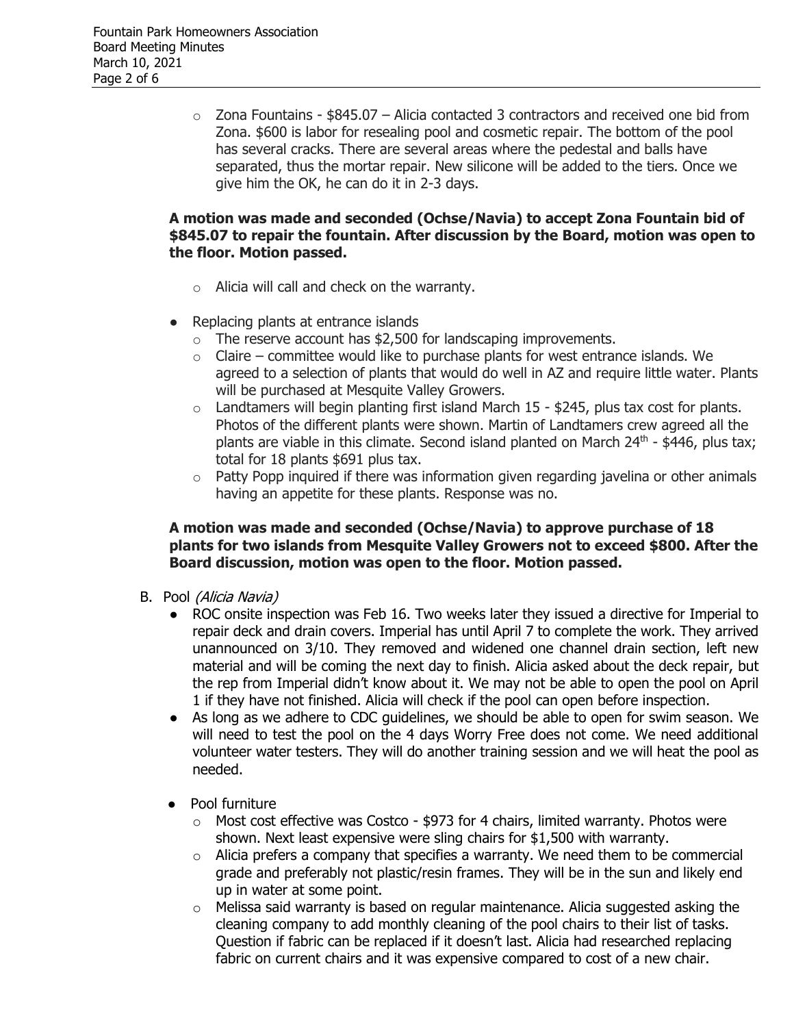- Zona Fountains - $845.07 – Alicia contacted 3 contractors and received one bid from Zona. $600 is labor for resealing pool and cosmetic repair. The bottom of the pool has several cracks. There are several areas where the pedestal and balls have separated, thus the mortar repair. New silicone will be added to the tiers. Once we give him the OK, he can do it in 2-3 days.

**A motion was made and seconded (Ochse/Navia) to accept Zona Fountain bid of $845.07 to repair the fountain. After discussion by the Board, motion was open to the floor. Motion passed.**

- Alicia will call and check on the warranty.

- Replacing plants at entrance islands
  - The reserve account has $2,500 for landscaping improvements.
  - Claire – committee would like to purchase plants for west entrance islands. We agreed to a selection of plants that would do well in AZ and require little water. Plants will be purchased at Mesquite Valley Growers.
  - Landtamers will begin planting first island March 15 - $245, plus tax cost for plants. Photos of the different plants were shown. Martin of Landtamers crew agreed all the plants are viable in this climate. Second island planted on March 24th - $446, plus tax; total for 18 plants $691 plus tax.
  - Patty Popp inquired if there was information given regarding javelina or other animals having an appetite for these plants. Response was no.

**A motion was made and seconded (Ochse/Navia) to approve purchase of 18 plants for two islands from Mesquite Valley Growers not to exceed $800. After the Board discussion, motion was open to the floor. Motion passed.**

B. Pool *(Alicia Navia)*

- ROC onsite inspection was Feb 16. Two weeks later they issued a directive for Imperial to repair deck and drain covers. Imperial has until April 7 to complete the work. They arrived unannounced on 3/10. They removed and widened one channel drain section, left new material and will be coming the next day to finish. Alicia asked about the deck repair, but the rep from Imperial didn't know about it. We may not be able to open the pool on April 1 if they have not finished. Alicia will check if the pool can open before inspection.
- As long as we adhere to CDC guidelines, we should be able to open for swim season. We will need to test the pool on the 4 days Worry Free does not come. We need additional volunteer water testers. They will do another training session and we will heat the pool as needed.
- Pool furniture
  - Most cost effective was Costco - $973 for 4 chairs, limited warranty. Photos were shown. Next least expensive were sling chairs for $1,500 with warranty.
  - Alicia prefers a company that specifies a warranty. We need them to be commercial grade and preferably not plastic/resin frames. They will be in the sun and likely end up in water at some point.
  - Melissa said warranty is based on regular maintenance. Alicia suggested asking the cleaning company to add monthly cleaning of the pool chairs to their list of tasks. Question if fabric can be replaced if it doesn't last. Alicia had researched replacing fabric on current chairs and it was expensive compared to cost of a new chair.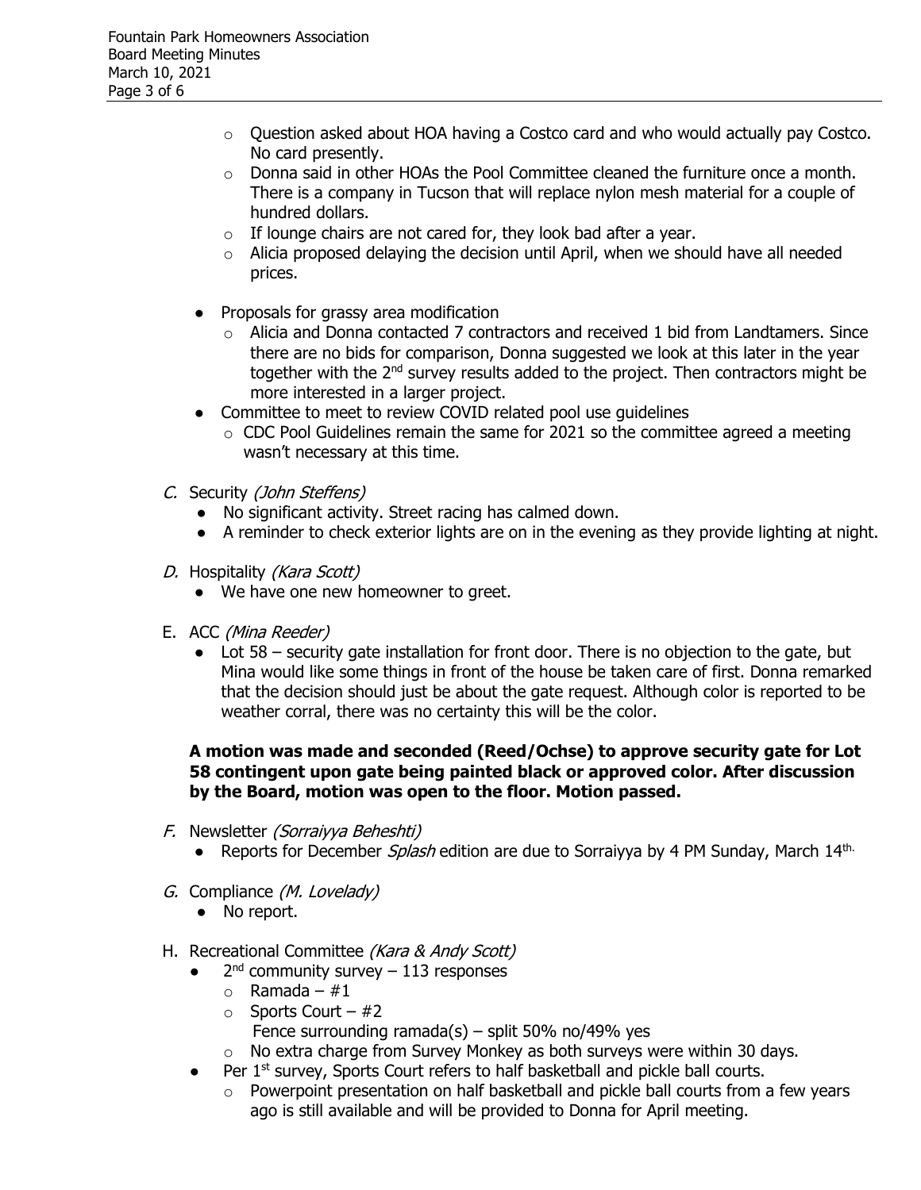- Question asked about HOA having a Costco card and who would actually pay Costco. No card presently.
- Donna said in other HOAs the Pool Committee cleaned the furniture once a month. There is a company in Tucson that will replace nylon mesh material for a couple of hundred dollars.
- If lounge chairs are not cared for, they look bad after a year.
- Alicia proposed delaying the decision until April, when we should have all needed prices.

- Proposals for grassy area modification
  - Alicia and Donna contacted 7 contractors and received 1 bid from Landtamers. Since there are no bids for comparison, Donna suggested we look at this later in the year together with the 2nd survey results added to the project. Then contractors might be more interested in a larger project.
- Committee to meet to review COVID related pool use guidelines
  - CDC Pool Guidelines remain the same for 2021 so the committee agreed a meeting wasn't necessary at this time.

*C.* Security *(John Steffens)*

- No significant activity. Street racing has calmed down.
- A reminder to check exterior lights are on in the evening as they provide lighting at night.

*D.* Hospitality *(Kara Scott)*

- We have one new homeowner to greet.

E. ACC *(Mina Reeder)*

- Lot 58 – security gate installation for front door. There is no objection to the gate, but Mina would like some things in front of the house be taken care of first. Donna remarked that the decision should just be about the gate request. Although color is reported to be weather corral, there was no certainty this will be the color.

**A motion was made and seconded (Reed/Ochse) to approve security gate for Lot 58 contingent upon gate being painted black or approved color. After discussion by the Board, motion was open to the floor. Motion passed.**

*F.* Newsletter *(Sorraiyya Beheshti)*

- Reports for December *Splash* edition are due to Sorraiyya by 4 PM Sunday, March 14th.

*G.* Compliance *(M. Lovelady)*

- No report.

H. Recreational Committee *(Kara & Andy Scott)*

- 2nd community survey – 113 responses
  - Ramada – #1
  - Sports Court – #2
    Fence surrounding ramada(s) – split 50% no/49% yes
  - No extra charge from Survey Monkey as both surveys were within 30 days.
- Per 1st survey, Sports Court refers to half basketball and pickle ball courts.
  - Powerpoint presentation on half basketball and pickle ball courts from a few years ago is still available and will be provided to Donna for April meeting.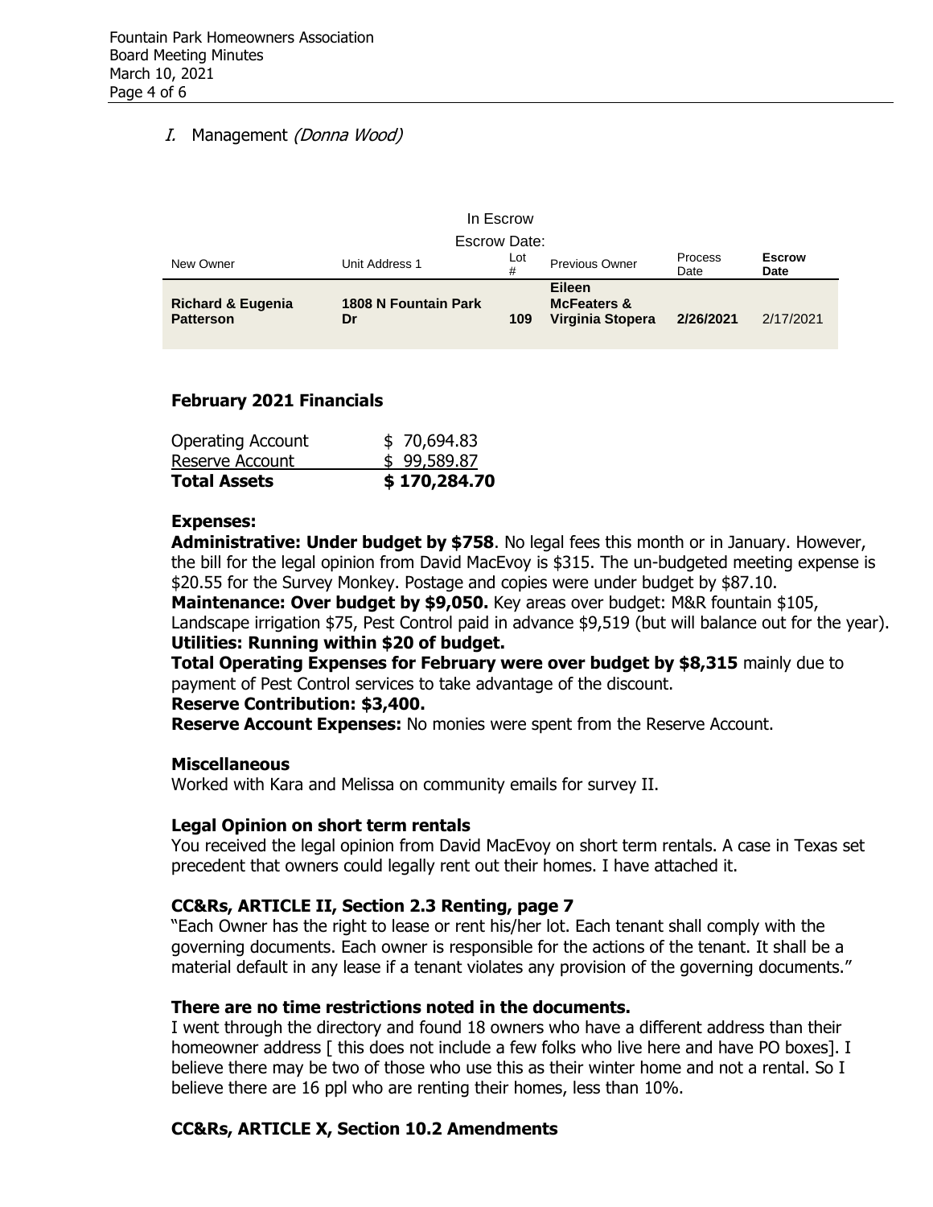## I. Management *(Donna Wood)*

In Escrow

Escrow Date:

| New Owner | Unit Address 1 | Lot # | Previous Owner | Process Date | Escrow Date |
|---|---|---|---|---|---|
| **Richard & Eugenia Patterson** | **1808 N Fountain Park Dr** | **109** | **Eileen McFeaters & Virginia Stopera** | **2/26/2021** | 2/17/2021 |

### February 2021 Financials

| | |
|---|---|
| Operating Account | $ 70,694.83 |
| Reserve Account | $ 99,589.87 |
| **Total Assets** | **$ 170,284.70** |

**Expenses:**

**Administrative: Under budget by $758**. No legal fees this month or in January. However, the bill for the legal opinion from David MacEvoy is $315. The un-budgeted meeting expense is $20.55 for the Survey Monkey. Postage and copies were under budget by $87.10.

**Maintenance: Over budget by $9,050.** Key areas over budget: M&R fountain $105, Landscape irrigation $75, Pest Control paid in advance $9,519 (but will balance out for the year).

**Utilities: Running within $20 of budget.**

**Total Operating Expenses for February were over budget by $8,315** mainly due to payment of Pest Control services to take advantage of the discount.

**Reserve Contribution: $3,400.**

**Reserve Account Expenses:** No monies were spent from the Reserve Account.

### Miscellaneous

Worked with Kara and Melissa on community emails for survey II.

### Legal Opinion on short term rentals

You received the legal opinion from David MacEvoy on short term rentals. A case in Texas set precedent that owners could legally rent out their homes. I have attached it.

### CC&Rs, ARTICLE II, Section 2.3 Renting, page 7

"Each Owner has the right to lease or rent his/her lot. Each tenant shall comply with the governing documents. Each owner is responsible for the actions of the tenant. It shall be a material default in any lease if a tenant violates any provision of the governing documents."

### There are no time restrictions noted in the documents.

I went through the directory and found 18 owners who have a different address than their homeowner address [ this does not include a few folks who live here and have PO boxes]. I believe there may be two of those who use this as their winter home and not a rental. So I believe there are 16 ppl who are renting their homes, less than 10%.

### CC&Rs, ARTICLE X, Section 10.2 Amendments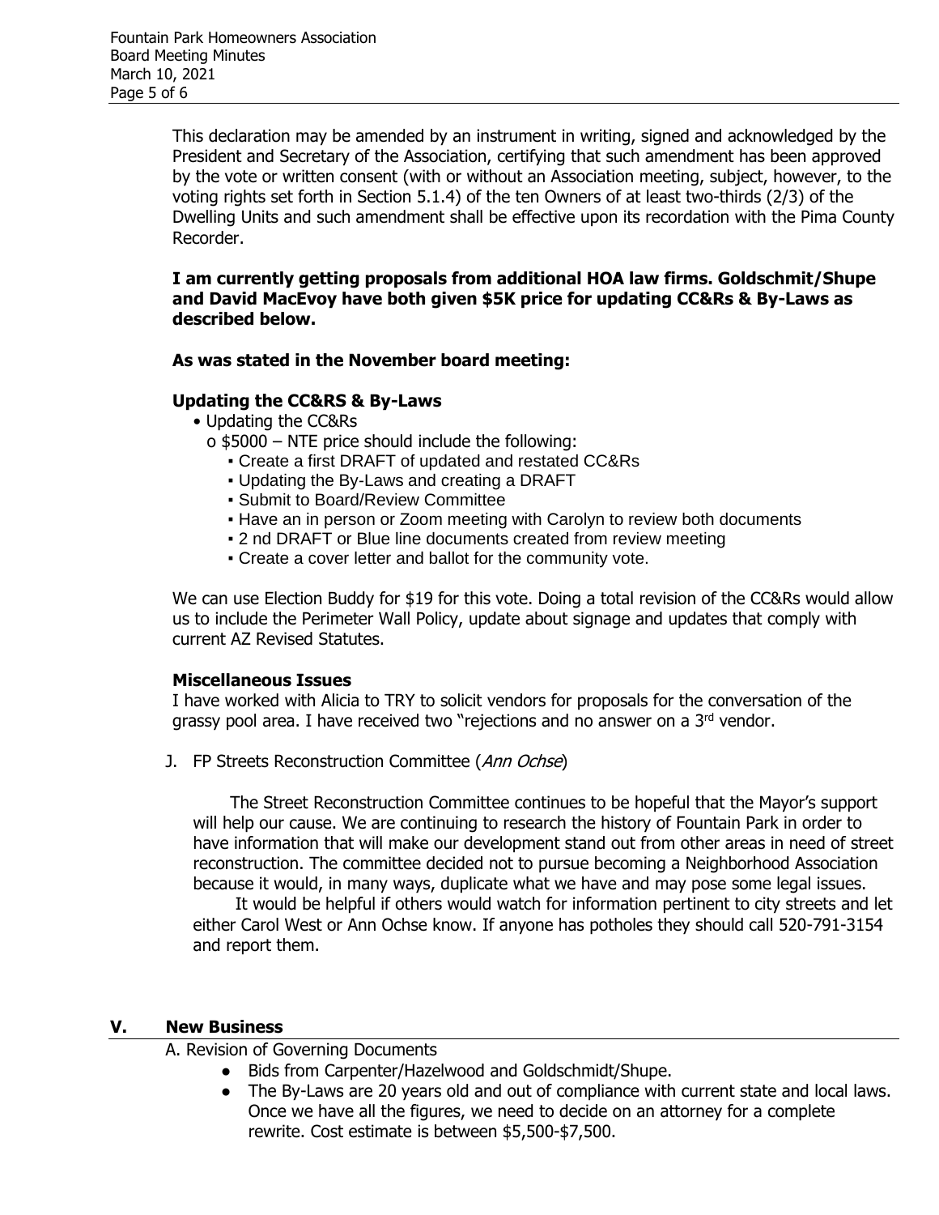This declaration may be amended by an instrument in writing, signed and acknowledged by the President and Secretary of the Association, certifying that such amendment has been approved by the vote or written consent (with or without an Association meeting, subject, however, to the voting rights set forth in Section 5.1.4) of the ten Owners of at least two-thirds (2/3) of the Dwelling Units and such amendment shall be effective upon its recordation with the Pima County Recorder.

**I am currently getting proposals from additional HOA law firms. Goldschmit/Shupe and David MacEvoy have both given $5K price for updating CC&Rs & By-Laws as described below.**

**As was stated in the November board meeting:**

**Updating the CC&RS & By-Laws**

- Updating the CC&Rs
  - o $5000 – NTE price should include the following:
    - Create a first DRAFT of updated and restated CC&Rs
    - Updating the By-Laws and creating a DRAFT
    - Submit to Board/Review Committee
    - Have an in person or Zoom meeting with Carolyn to review both documents
    - 2 nd DRAFT or Blue line documents created from review meeting
    - Create a cover letter and ballot for the community vote.

We can use Election Buddy for $19 for this vote. Doing a total revision of the CC&Rs would allow us to include the Perimeter Wall Policy, update about signage and updates that comply with current AZ Revised Statutes.

**Miscellaneous Issues**

I have worked with Alicia to TRY to solicit vendors for proposals for the conversation of the grassy pool area. I have received two "rejections and no answer on a 3rd vendor.

J. FP Streets Reconstruction Committee (*Ann Ochse*)

The Street Reconstruction Committee continues to be hopeful that the Mayor's support will help our cause. We are continuing to research the history of Fountain Park in order to have information that will make our development stand out from other areas in need of street reconstruction. The committee decided not to pursue becoming a Neighborhood Association because it would, in many ways, duplicate what we have and may pose some legal issues.

It would be helpful if others would watch for information pertinent to city streets and let either Carol West or Ann Ochse know. If anyone has potholes they should call 520-791-3154 and report them.

## V. New Business

A. Revision of Governing Documents

- Bids from Carpenter/Hazelwood and Goldschmidt/Shupe.
- The By-Laws are 20 years old and out of compliance with current state and local laws. Once we have all the figures, we need to decide on an attorney for a complete rewrite. Cost estimate is between $5,500-$7,500.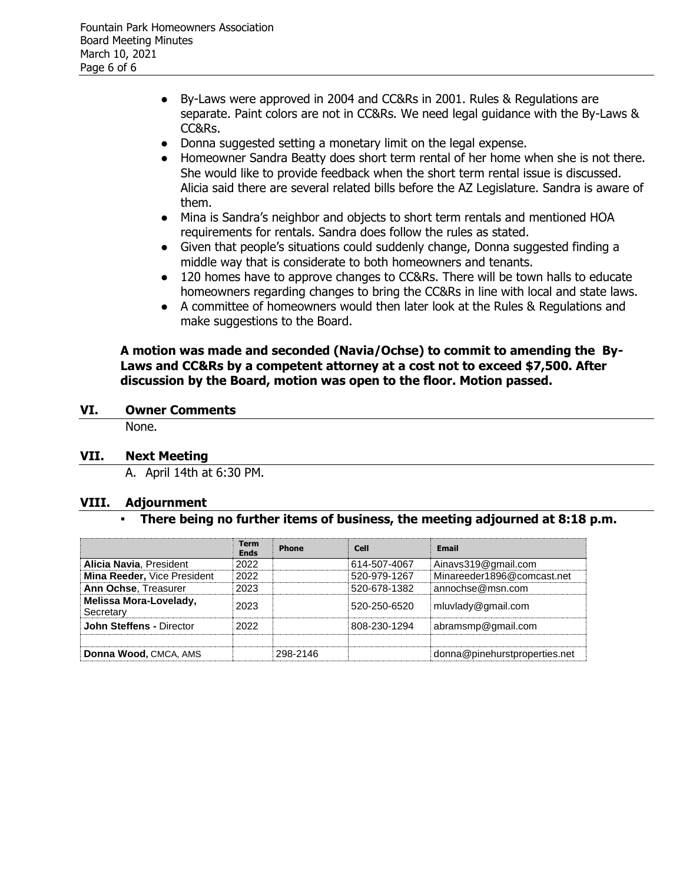- By-Laws were approved in 2004 and CC&Rs in 2001. Rules & Regulations are separate. Paint colors are not in CC&Rs. We need legal guidance with the By-Laws & CC&Rs.
- Donna suggested setting a monetary limit on the legal expense.
- Homeowner Sandra Beatty does short term rental of her home when she is not there. She would like to provide feedback when the short term rental issue is discussed. Alicia said there are several related bills before the AZ Legislature. Sandra is aware of them.
- Mina is Sandra's neighbor and objects to short term rentals and mentioned HOA requirements for rentals. Sandra does follow the rules as stated.
- Given that people's situations could suddenly change, Donna suggested finding a middle way that is considerate to both homeowners and tenants.
- 120 homes have to approve changes to CC&Rs. There will be town halls to educate homeowners regarding changes to bring the CC&Rs in line with local and state laws.
- A committee of homeowners would then later look at the Rules & Regulations and make suggestions to the Board.

**A motion was made and seconded (Navia/Ochse) to commit to amending the By-Laws and CC&Rs by a competent attorney at a cost not to exceed $7,500. After discussion by the Board, motion was open to the floor. Motion passed.**

## VI. Owner Comments

None.

## VII. Next Meeting

A. April 14th at 6:30 PM.

## VIII. Adjournment

- **There being no further items of business, the meeting adjourned at 8:18 p.m.**

| | Term Ends | Phone | Cell | Email |
|---|---|---|---|---|
| **Alicia Navia**, President | 2022 | | 614-507-4067 | Ainavs319@gmail.com |
| **Mina Reeder,** Vice President | 2022 | | 520-979-1267 | Minareeder1896@comcast.net |
| **Ann Ochse**, Treasurer | 2023 | | 520-678-1382 | annochse@msn.com |
| **Melissa Mora-Lovelady,** Secretary | 2023 | | 520-250-6520 | mluvlady@gmail.com |
| **John Steffens -** Director | 2022 | | 808-230-1294 | abramsmp@gmail.com |
| | | | | |
| **Donna Wood,** CMCA, AMS | | 298-2146 | | donna@pinehurstproperties.net |